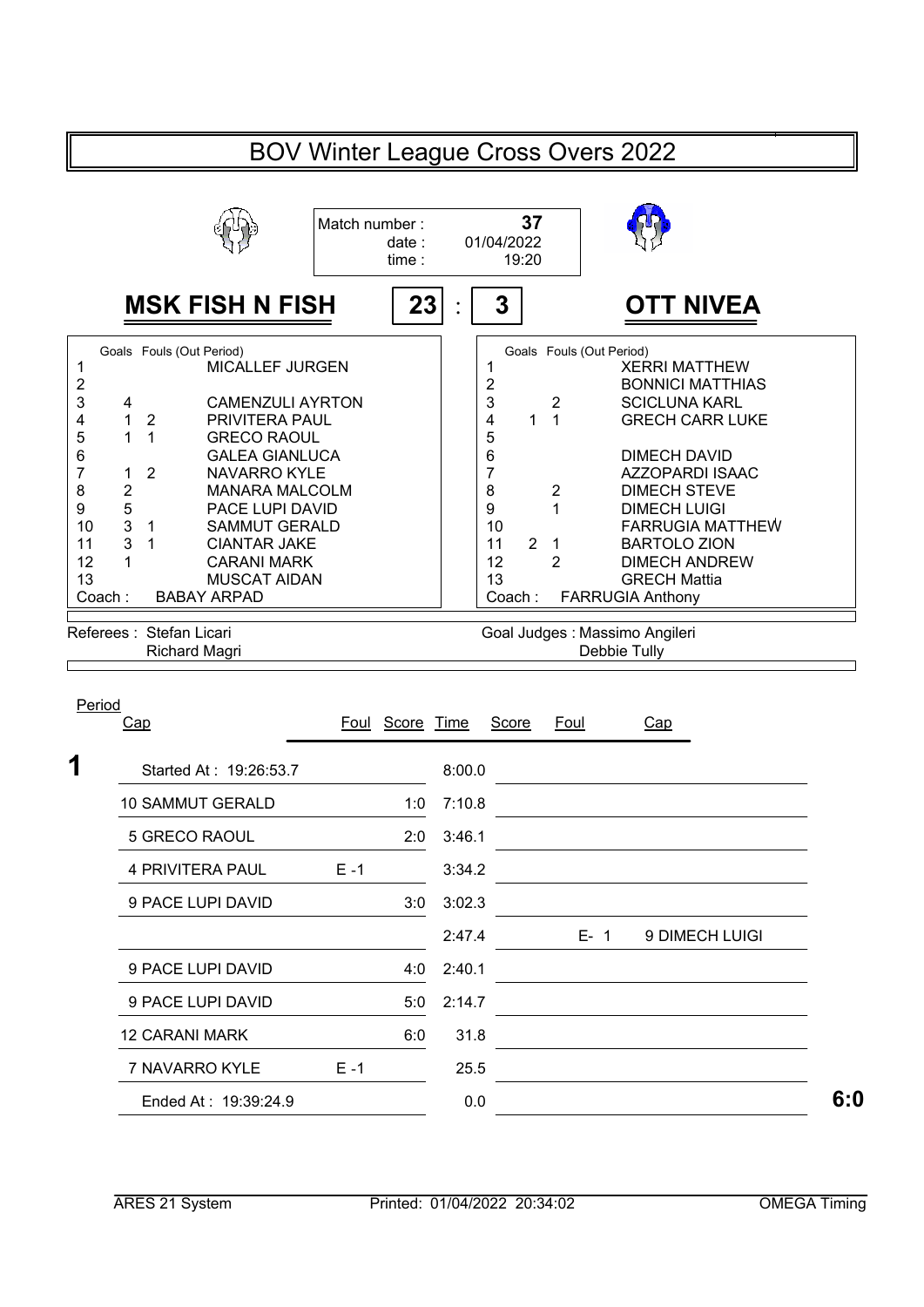# BOV Winter League Cross Overs 2022

Match number : 37
date : 01/04/2022
time : 19:20

## MSK FISH N FISH 23 : 3 OTT NIVEA

| # | Goals | Fouls (Out Period) | MSK FISH N FISH |
|---|---|---|---|
| 1 | | | MICALLEF JURGEN |
| 2 | | | |
| 3 | 4 | | CAMENZULI AYRTON |
| 4 | 1 | 2 | PRIVITERA PAUL |
| 5 | 1 | 1 | GRECO RAOUL |
| 6 | | | GALEA GIANLUCA |
| 7 | 1 | 2 | NAVARRO KYLE |
| 8 | 2 | | MANARA MALCOLM |
| 9 | 5 | | PACE LUPI DAVID |
| 10 | 3 | 1 | SAMMUT GERALD |
| 11 | 3 | 1 | CIANTAR JAKE |
| 12 | 1 | | CARANI MARK |
| 13 | | | MUSCAT AIDAN |

Coach : BABAY ARPAD

| # | Goals | Fouls (Out Period) | OTT NIVEA |
|---|---|---|---|
| 1 | | | XERRI MATTHEW |
| 2 | | | BONNICI MATTHIAS |
| 3 | | 2 | SCICLUNA KARL |
| 4 | 1 | 1 | GRECH CARR LUKE |
| 5 | | | |
| 6 | | | DIMECH DAVID |
| 7 | | | AZZOPARDI ISAAC |
| 8 | | 2 | DIMECH STEVE |
| 9 | | 1 | DIMECH LUIGI |
| 10 | | | FARRUGIA MATTHEW |
| 11 | 2 | 1 | BARTOLO ZION |
| 12 | | 2 | DIMECH ANDREW |
| 13 | | | GRECH Mattia |

Coach : FARRUGIA Anthony

Referees : Stefan Licari, Richard Magri

Goal Judges : Massimo Angileri, Debbie Tully

### Period 1

| Cap | Foul | Score | Time | Score | Foul | Cap |
|---|---|---|---|---|---|---|
| Started At : 19:26:53.7 | | | 8:00.0 | | | |
| 10 SAMMUT GERALD | | 1:0 | 7:10.8 | | | |
| 5 GRECO RAOUL | | 2:0 | 3:46.1 | | | |
| 4 PRIVITERA PAUL | E -1 | | 3:34.2 | | | |
| 9 PACE LUPI DAVID | | 3:0 | 3:02.3 | | | |
| | | | 2:47.4 | | E- 1 | 9 DIMECH LUIGI |
| 9 PACE LUPI DAVID | | 4:0 | 2:40.1 | | | |
| 9 PACE LUPI DAVID | | 5:0 | 2:14.7 | | | |
| 12 CARANI MARK | | 6:0 | 31.8 | | | |
| 7 NAVARRO KYLE | E -1 | | 25.5 | | | |
| Ended At : 19:39:24.9 | | | 0.0 | | | |

**6:0**

ARES 21 System | Printed: 01/04/2022 20:34:02 | OMEGA Timing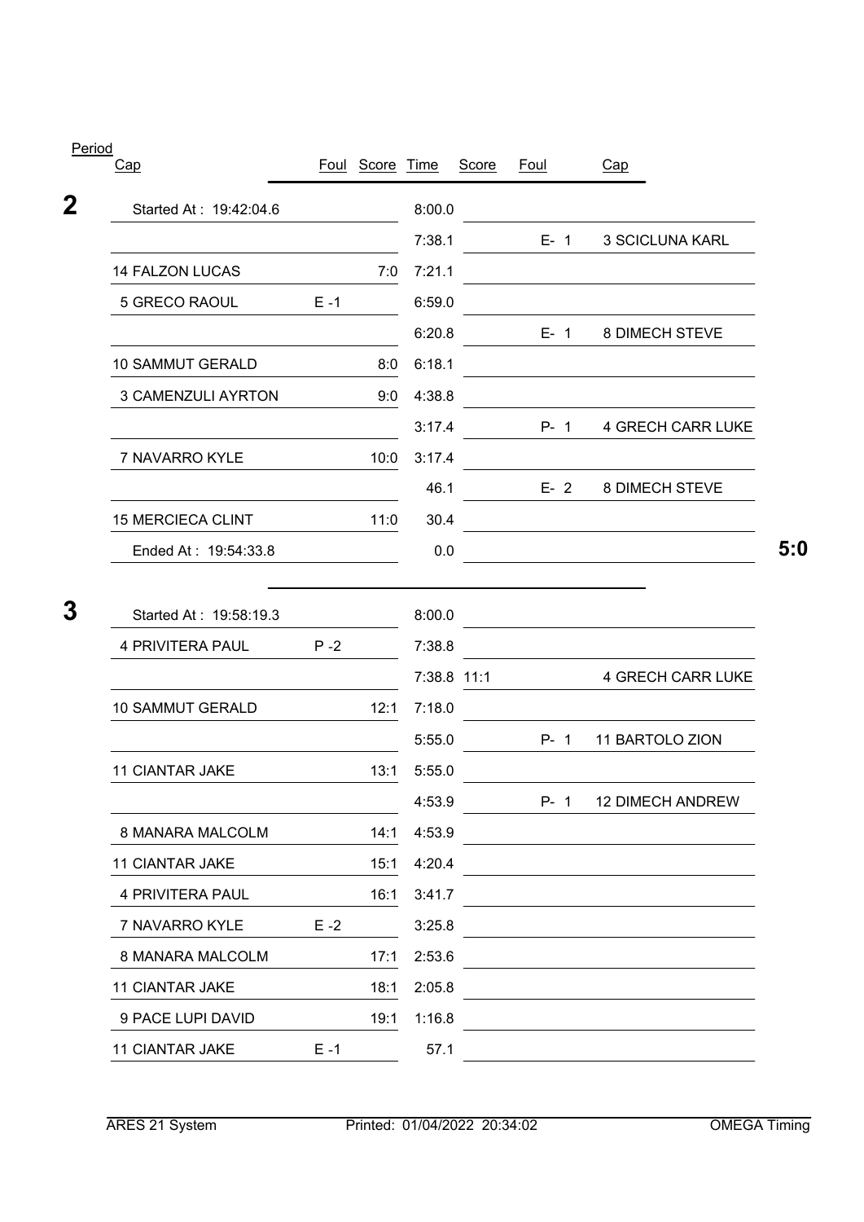| Period | Cap | Foul | Score | Time | Score | Foul | Cap | |
|---|---|---|---|---|---|---|---|---|
| **2** | Started At : 19:42:04.6 | | | 8:00.0 | | | | |
| | | | | 7:38.1 | | E- 1 | 3 SCICLUNA KARL | |
| | 14 FALZON LUCAS | | 7:0 | 7:21.1 | | | | |
| | 5 GRECO RAOUL | E -1 | | 6:59.0 | | | | |
| | | | | 6:20.8 | | E- 1 | 8 DIMECH STEVE | |
| | 10 SAMMUT GERALD | | 8:0 | 6:18.1 | | | | |
| | 3 CAMENZULI AYRTON | | 9:0 | 4:38.8 | | | | |
| | | | | 3:17.4 | | P- 1 | 4 GRECH CARR LUKE | |
| | 7 NAVARRO KYLE | | 10:0 | 3:17.4 | | | | |
| | | | | 46.1 | | E- 2 | 8 DIMECH STEVE | |
| | 15 MERCIECA CLINT | | 11:0 | 30.4 | | | | |
| | Ended At : 19:54:33.8 | | | 0.0 | | | | **5:0** |
| **3** | Started At : 19:58:19.3 | | | 8:00.0 | | | | |
| | 4 PRIVITERA PAUL | P -2 | | 7:38.8 | | | | |
| | | | | 7:38.8 | 11:1 | | 4 GRECH CARR LUKE | |
| | 10 SAMMUT GERALD | | 12:1 | 7:18.0 | | | | |
| | | | | 5:55.0 | | P- 1 | 11 BARTOLO ZION | |
| | 11 CIANTAR JAKE | | 13:1 | 5:55.0 | | | | |
| | | | | 4:53.9 | | P- 1 | 12 DIMECH ANDREW | |
| | 8 MANARA MALCOLM | | 14:1 | 4:53.9 | | | | |
| | 11 CIANTAR JAKE | | 15:1 | 4:20.4 | | | | |
| | 4 PRIVITERA PAUL | | 16:1 | 3:41.7 | | | | |
| | 7 NAVARRO KYLE | E -2 | | 3:25.8 | | | | |
| | 8 MANARA MALCOLM | | 17:1 | 2:53.6 | | | | |
| | 11 CIANTAR JAKE | | 18:1 | 2:05.8 | | | | |
| | 9 PACE LUPI DAVID | | 19:1 | 1:16.8 | | | | |
| | 11 CIANTAR JAKE | E -1 | | 57.1 | | | | |

ARES 21 System    Printed: 01/04/2022 20:34:02    OMEGA Timing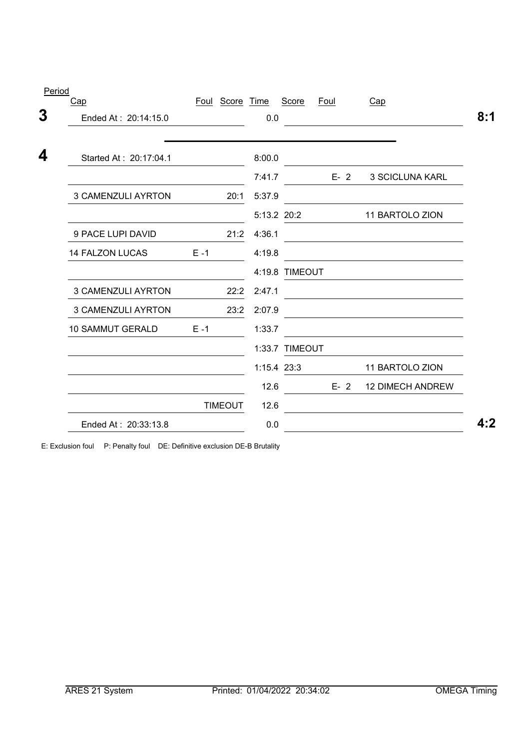| Period | Cap | Foul | Score | Time | Score | Foul | Cap | |
|---|---|---|---|---|---|---|---|---|
| 3 | Ended At : 20:14:15.0 | | | 0.0 | | | | 8:1 |
| 4 | Started At : 20:17:04.1 | | | 8:00.0 | | | | |
| | | | | 7:41.7 | | E- 2 | 3 SCICLUNA KARL | |
| | 3 CAMENZULI AYRTON | | 20:1 | 5:37.9 | | | | |
| | | | | 5:13.2 | 20:2 | | 11 BARTOLO ZION | |
| | 9 PACE LUPI DAVID | | 21:2 | 4:36.1 | | | | |
| | 14 FALZON LUCAS | E -1 | | 4:19.8 | | | | |
| | | | | 4:19.8 | TIMEOUT | | | |
| | 3 CAMENZULI AYRTON | | 22:2 | 2:47.1 | | | | |
| | 3 CAMENZULI AYRTON | | 23:2 | 2:07.9 | | | | |
| | 10 SAMMUT GERALD | E -1 | | 1:33.7 | | | | |
| | | | | 1:33.7 | TIMEOUT | | | |
| | | | | 1:15.4 | 23:3 | | 11 BARTOLO ZION | |
| | | | | 12.6 | | E- 2 | 12 DIMECH ANDREW | |
| | | | TIMEOUT | 12.6 | | | | |
| | Ended At : 20:33:13.8 | | | 0.0 | | | | 4:2 |

E: Exclusion foul P: Penalty foul DE: Definitive exclusion DE-B Brutality

ARES 21 System Printed: 01/04/2022 20:34:02 OMEGA Timing